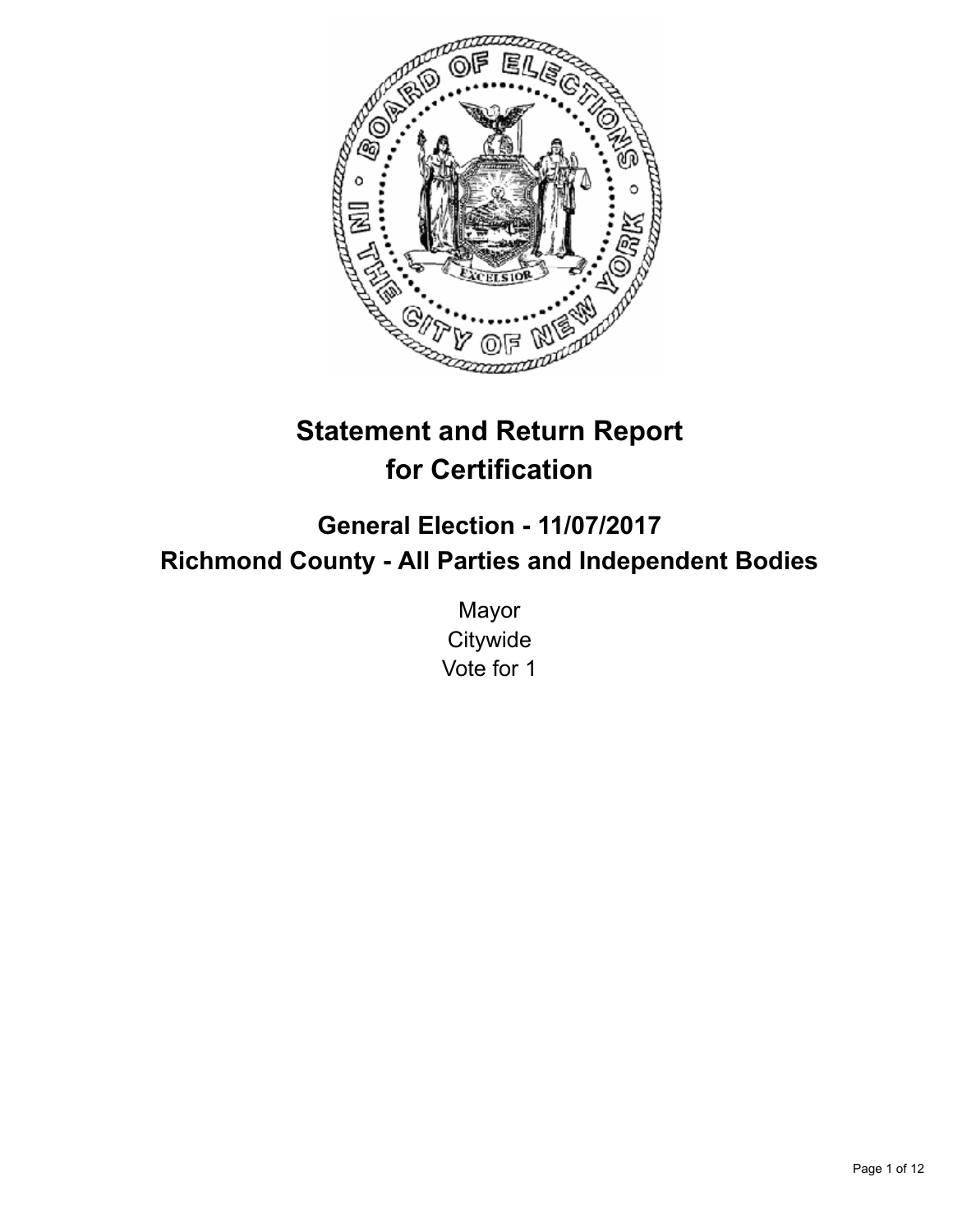# Statement and Return Report for Certification

## General Election - 11/07/2017
## Richmond County - All Parties and Independent Bodies

Mayor
Citywide
Vote for 1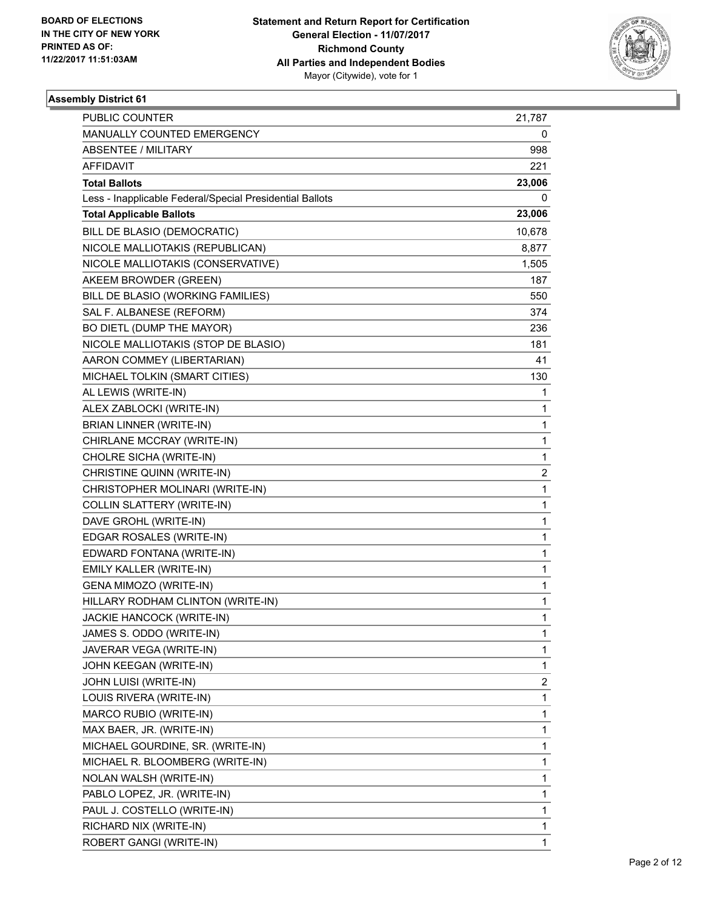**BOARD OF ELECTIONS IN THE CITY OF NEW YORK PRINTED AS OF: 11/22/2017 11:51:03AM**

**Statement and Return Report for Certification General Election - 11/07/2017 Richmond County All Parties and Independent Bodies**
Mayor (Citywide), vote for 1

## Assembly District 61

| | |
|---|---|
| PUBLIC COUNTER | 21,787 |
| MANUALLY COUNTED EMERGENCY | 0 |
| ABSENTEE / MILITARY | 998 |
| AFFIDAVIT | 221 |
| **Total Ballots** | **23,006** |
| Less - Inapplicable Federal/Special Presidential Ballots | 0 |
| **Total Applicable Ballots** | **23,006** |
| BILL DE BLASIO (DEMOCRATIC) | 10,678 |
| NICOLE MALLIOTAKIS (REPUBLICAN) | 8,877 |
| NICOLE MALLIOTAKIS (CONSERVATIVE) | 1,505 |
| AKEEM BROWDER (GREEN) | 187 |
| BILL DE BLASIO (WORKING FAMILIES) | 550 |
| SAL F. ALBANESE (REFORM) | 374 |
| BO DIETL (DUMP THE MAYOR) | 236 |
| NICOLE MALLIOTAKIS (STOP DE BLASIO) | 181 |
| AARON COMMEY (LIBERTARIAN) | 41 |
| MICHAEL TOLKIN (SMART CITIES) | 130 |
| AL LEWIS (WRITE-IN) | 1 |
| ALEX ZABLOCKI (WRITE-IN) | 1 |
| BRIAN LINNER (WRITE-IN) | 1 |
| CHIRLANE MCCRAY (WRITE-IN) | 1 |
| CHOLRE SICHA (WRITE-IN) | 1 |
| CHRISTINE QUINN (WRITE-IN) | 2 |
| CHRISTOPHER MOLINARI (WRITE-IN) | 1 |
| COLLIN SLATTERY (WRITE-IN) | 1 |
| DAVE GROHL (WRITE-IN) | 1 |
| EDGAR ROSALES (WRITE-IN) | 1 |
| EDWARD FONTANA (WRITE-IN) | 1 |
| EMILY KALLER (WRITE-IN) | 1 |
| GENA MIMOZO (WRITE-IN) | 1 |
| HILLARY RODHAM CLINTON (WRITE-IN) | 1 |
| JACKIE HANCOCK (WRITE-IN) | 1 |
| JAMES S. ODDO (WRITE-IN) | 1 |
| JAVERAR VEGA (WRITE-IN) | 1 |
| JOHN KEEGAN (WRITE-IN) | 1 |
| JOHN LUISI (WRITE-IN) | 2 |
| LOUIS RIVERA (WRITE-IN) | 1 |
| MARCO RUBIO (WRITE-IN) | 1 |
| MAX BAER, JR. (WRITE-IN) | 1 |
| MICHAEL GOURDINE, SR. (WRITE-IN) | 1 |
| MICHAEL R. BLOOMBERG (WRITE-IN) | 1 |
| NOLAN WALSH (WRITE-IN) | 1 |
| PABLO LOPEZ, JR. (WRITE-IN) | 1 |
| PAUL J. COSTELLO (WRITE-IN) | 1 |
| RICHARD NIX (WRITE-IN) | 1 |
| ROBERT GANGI (WRITE-IN) | 1 |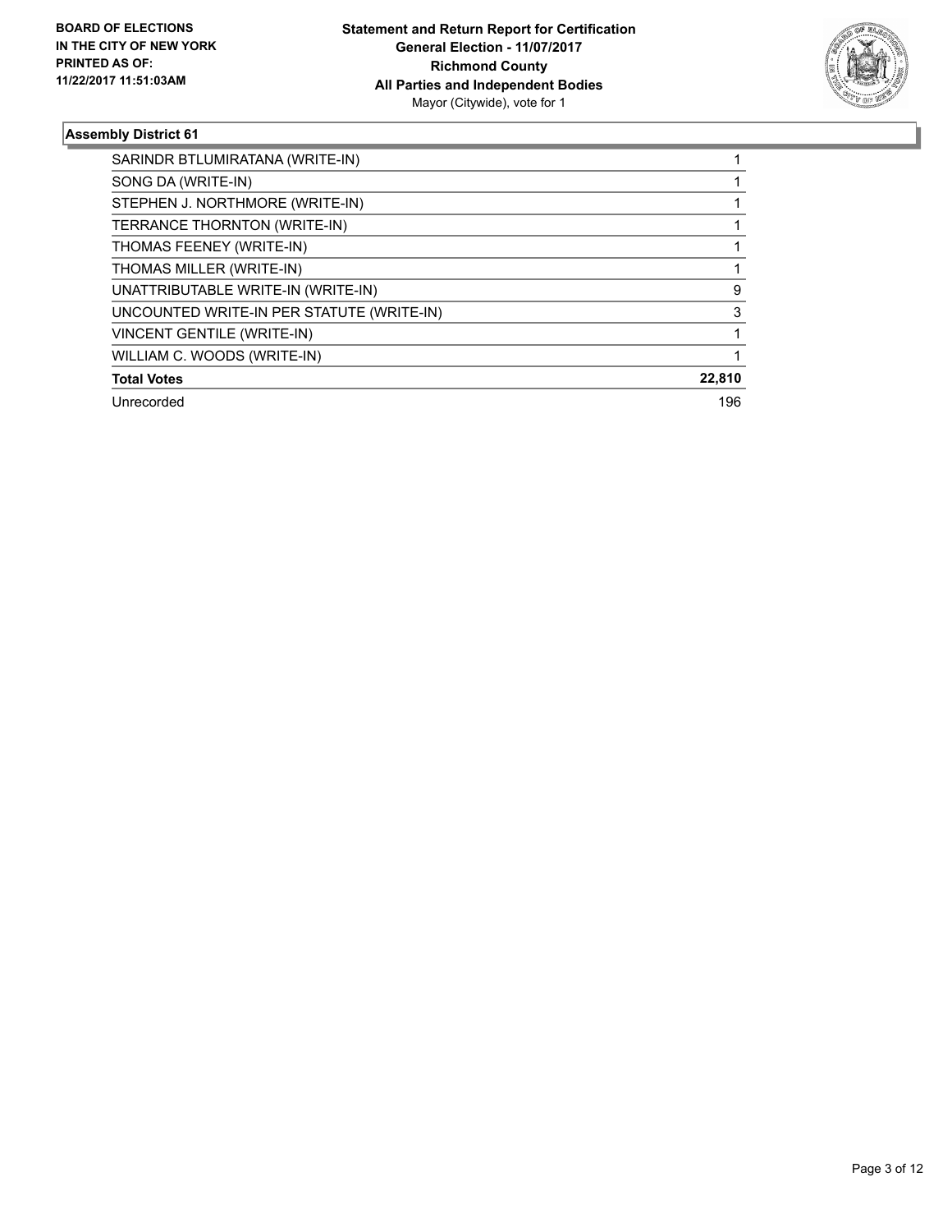BOARD OF ELECTIONS
IN THE CITY OF NEW YORK
PRINTED AS OF:
11/22/2017 11:51:03AM

**Statement and Return Report for Certification**
**General Election - 11/07/2017**
**Richmond County**
**All Parties and Independent Bodies**
Mayor (Citywide), vote for 1

### Assembly District 61

| | |
|---|---|
| SARINDR BTLUMIRATANA (WRITE-IN) | 1 |
| SONG DA (WRITE-IN) | 1 |
| STEPHEN J. NORTHMORE (WRITE-IN) | 1 |
| TERRANCE THORNTON (WRITE-IN) | 1 |
| THOMAS FEENEY (WRITE-IN) | 1 |
| THOMAS MILLER (WRITE-IN) | 1 |
| UNATTRIBUTABLE WRITE-IN (WRITE-IN) | 9 |
| UNCOUNTED WRITE-IN PER STATUTE (WRITE-IN) | 3 |
| VINCENT GENTILE (WRITE-IN) | 1 |
| WILLIAM C. WOODS (WRITE-IN) | 1 |
| **Total Votes** | **22,810** |
| Unrecorded | 196 |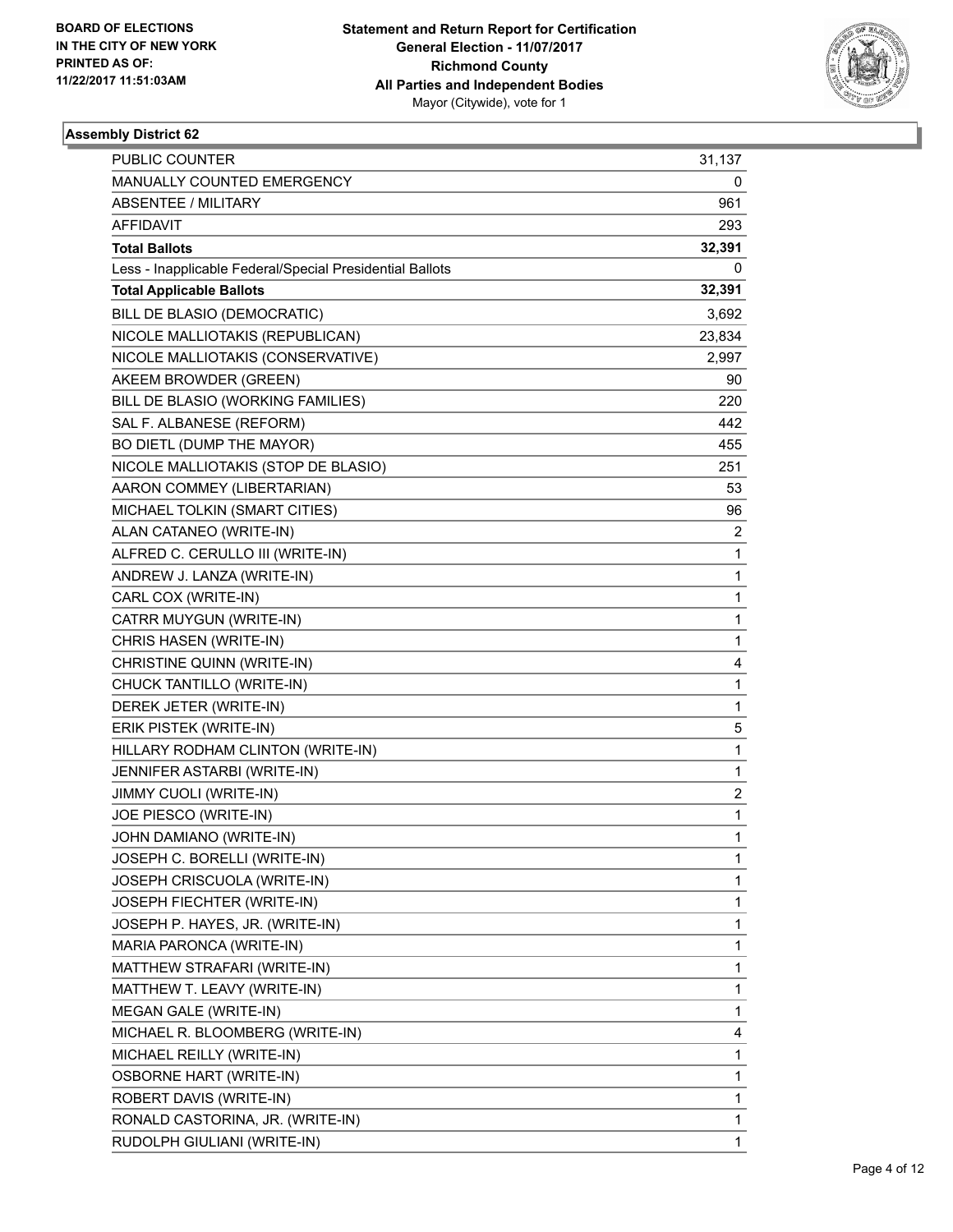**BOARD OF ELECTIONS IN THE CITY OF NEW YORK PRINTED AS OF: 11/22/2017 11:51:03AM**

**Statement and Return Report for Certification General Election - 11/07/2017 Richmond County All Parties and Independent Bodies**
Mayor (Citywide), vote for 1

## Assembly District 62

| | |
|---|---|
| PUBLIC COUNTER | 31,137 |
| MANUALLY COUNTED EMERGENCY | 0 |
| ABSENTEE / MILITARY | 961 |
| AFFIDAVIT | 293 |
| **Total Ballots** | **32,391** |
| Less - Inapplicable Federal/Special Presidential Ballots | 0 |
| **Total Applicable Ballots** | **32,391** |
| BILL DE BLASIO (DEMOCRATIC) | 3,692 |
| NICOLE MALLIOTAKIS (REPUBLICAN) | 23,834 |
| NICOLE MALLIOTAKIS (CONSERVATIVE) | 2,997 |
| AKEEM BROWDER (GREEN) | 90 |
| BILL DE BLASIO (WORKING FAMILIES) | 220 |
| SAL F. ALBANESE (REFORM) | 442 |
| BO DIETL (DUMP THE MAYOR) | 455 |
| NICOLE MALLIOTAKIS (STOP DE BLASIO) | 251 |
| AARON COMMEY (LIBERTARIAN) | 53 |
| MICHAEL TOLKIN (SMART CITIES) | 96 |
| ALAN CATANEO (WRITE-IN) | 2 |
| ALFRED C. CERULLO III (WRITE-IN) | 1 |
| ANDREW J. LANZA (WRITE-IN) | 1 |
| CARL COX (WRITE-IN) | 1 |
| CATRR MUYGUN (WRITE-IN) | 1 |
| CHRIS HASEN (WRITE-IN) | 1 |
| CHRISTINE QUINN (WRITE-IN) | 4 |
| CHUCK TANTILLO (WRITE-IN) | 1 |
| DEREK JETER (WRITE-IN) | 1 |
| ERIK PISTEK (WRITE-IN) | 5 |
| HILLARY RODHAM CLINTON (WRITE-IN) | 1 |
| JENNIFER ASTARBI (WRITE-IN) | 1 |
| JIMMY CUOLI (WRITE-IN) | 2 |
| JOE PIESCO (WRITE-IN) | 1 |
| JOHN DAMIANO (WRITE-IN) | 1 |
| JOSEPH C. BORELLI (WRITE-IN) | 1 |
| JOSEPH CRISCUOLA (WRITE-IN) | 1 |
| JOSEPH FIECHTER (WRITE-IN) | 1 |
| JOSEPH P. HAYES, JR. (WRITE-IN) | 1 |
| MARIA PARONCA (WRITE-IN) | 1 |
| MATTHEW STRAFARI (WRITE-IN) | 1 |
| MATTHEW T. LEAVY (WRITE-IN) | 1 |
| MEGAN GALE (WRITE-IN) | 1 |
| MICHAEL R. BLOOMBERG (WRITE-IN) | 4 |
| MICHAEL REILLY (WRITE-IN) | 1 |
| OSBORNE HART (WRITE-IN) | 1 |
| ROBERT DAVIS (WRITE-IN) | 1 |
| RONALD CASTORINA, JR. (WRITE-IN) | 1 |
| RUDOLPH GIULIANI (WRITE-IN) | 1 |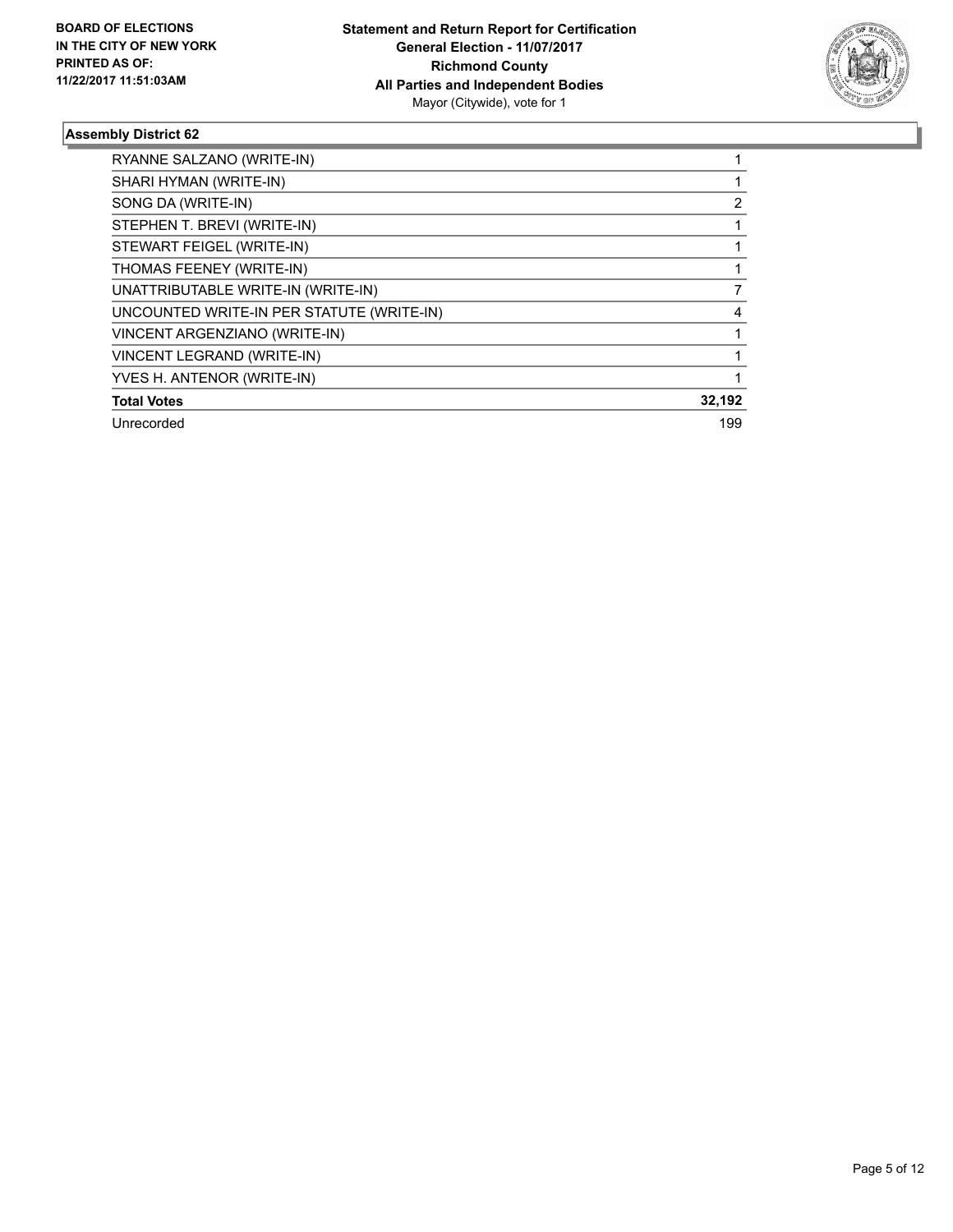**Assembly District 62**

| | |
|---|---|
| RYANNE SALZANO (WRITE-IN) | 1 |
| SHARI HYMAN (WRITE-IN) | 1 |
| SONG DA (WRITE-IN) | 2 |
| STEPHEN T. BREVI (WRITE-IN) | 1 |
| STEWART FEIGEL (WRITE-IN) | 1 |
| THOMAS FEENEY (WRITE-IN) | 1 |
| UNATTRIBUTABLE WRITE-IN (WRITE-IN) | 7 |
| UNCOUNTED WRITE-IN PER STATUTE (WRITE-IN) | 4 |
| VINCENT ARGENZIANO (WRITE-IN) | 1 |
| VINCENT LEGRAND (WRITE-IN) | 1 |
| YVES H. ANTENOR (WRITE-IN) | 1 |
| **Total Votes** | **32,192** |
| Unrecorded | 199 |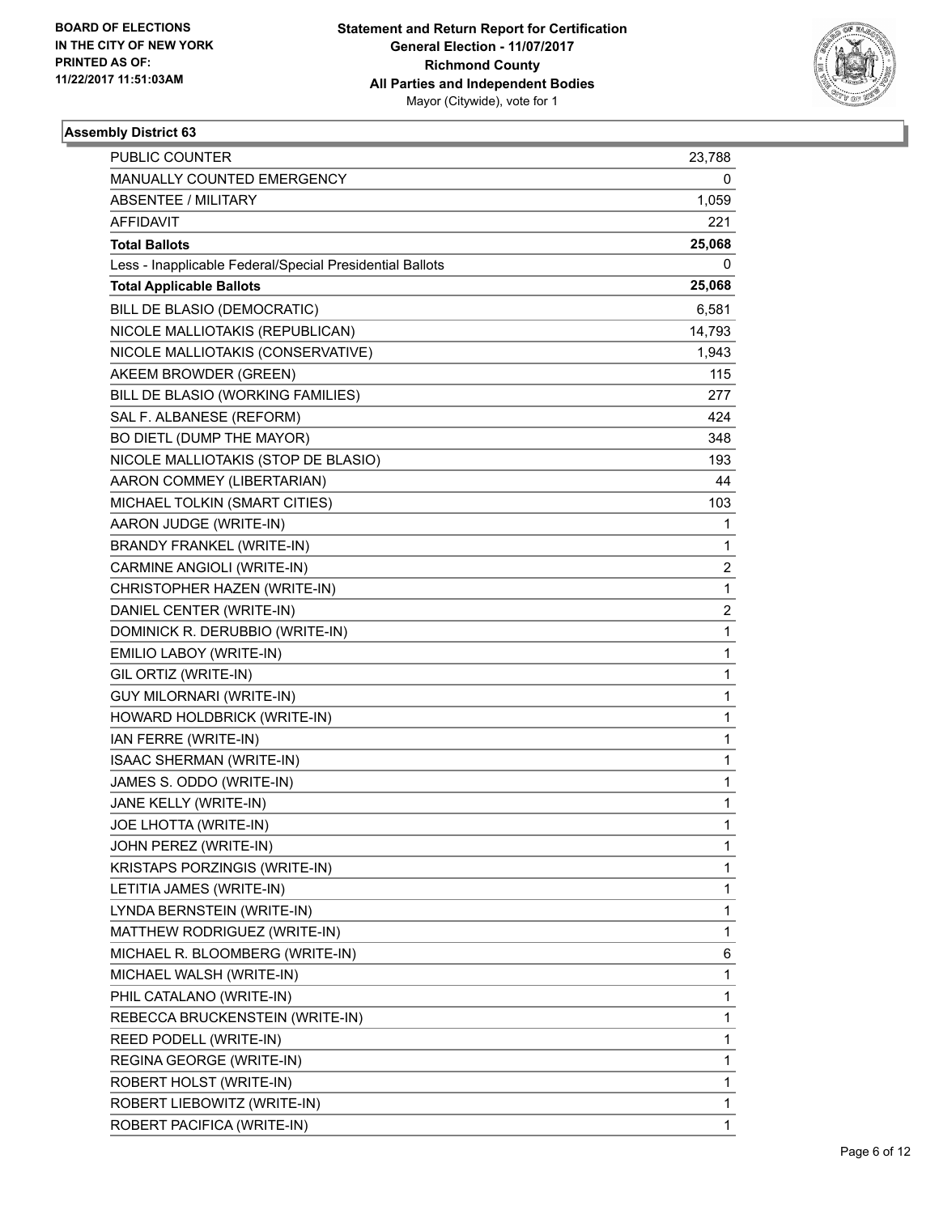BOARD OF ELECTIONS
IN THE CITY OF NEW YORK
PRINTED AS OF:
11/22/2017 11:51:03AM

**Statement and Return Report for Certification**
**General Election - 11/07/2017**
**Richmond County**
**All Parties and Independent Bodies**
Mayor (Citywide), vote for 1

**Assembly District 63**

| | |
|---|---|
| PUBLIC COUNTER | 23,788 |
| MANUALLY COUNTED EMERGENCY | 0 |
| ABSENTEE / MILITARY | 1,059 |
| AFFIDAVIT | 221 |
| **Total Ballots** | **25,068** |
| Less - Inapplicable Federal/Special Presidential Ballots | 0 |
| **Total Applicable Ballots** | **25,068** |
| BILL DE BLASIO (DEMOCRATIC) | 6,581 |
| NICOLE MALLIOTAKIS (REPUBLICAN) | 14,793 |
| NICOLE MALLIOTAKIS (CONSERVATIVE) | 1,943 |
| AKEEM BROWDER (GREEN) | 115 |
| BILL DE BLASIO (WORKING FAMILIES) | 277 |
| SAL F. ALBANESE (REFORM) | 424 |
| BO DIETL (DUMP THE MAYOR) | 348 |
| NICOLE MALLIOTAKIS (STOP DE BLASIO) | 193 |
| AARON COMMEY (LIBERTARIAN) | 44 |
| MICHAEL TOLKIN (SMART CITIES) | 103 |
| AARON JUDGE (WRITE-IN) | 1 |
| BRANDY FRANKEL (WRITE-IN) | 1 |
| CARMINE ANGIOLI (WRITE-IN) | 2 |
| CHRISTOPHER HAZEN (WRITE-IN) | 1 |
| DANIEL CENTER (WRITE-IN) | 2 |
| DOMINICK R. DERUBBIO (WRITE-IN) | 1 |
| EMILIO LABOY (WRITE-IN) | 1 |
| GIL ORTIZ (WRITE-IN) | 1 |
| GUY MILORNARI (WRITE-IN) | 1 |
| HOWARD HOLDBRICK (WRITE-IN) | 1 |
| IAN FERRE (WRITE-IN) | 1 |
| ISAAC SHERMAN (WRITE-IN) | 1 |
| JAMES S. ODDO (WRITE-IN) | 1 |
| JANE KELLY (WRITE-IN) | 1 |
| JOE LHOTTA (WRITE-IN) | 1 |
| JOHN PEREZ (WRITE-IN) | 1 |
| KRISTAPS PORZINGIS (WRITE-IN) | 1 |
| LETITIA JAMES (WRITE-IN) | 1 |
| LYNDA BERNSTEIN (WRITE-IN) | 1 |
| MATTHEW RODRIGUEZ (WRITE-IN) | 1 |
| MICHAEL R. BLOOMBERG (WRITE-IN) | 6 |
| MICHAEL WALSH (WRITE-IN) | 1 |
| PHIL CATALANO (WRITE-IN) | 1 |
| REBECCA BRUCKENSTEIN (WRITE-IN) | 1 |
| REED PODELL (WRITE-IN) | 1 |
| REGINA GEORGE (WRITE-IN) | 1 |
| ROBERT HOLST (WRITE-IN) | 1 |
| ROBERT LIEBOWITZ (WRITE-IN) | 1 |
| ROBERT PACIFICA (WRITE-IN) | 1 |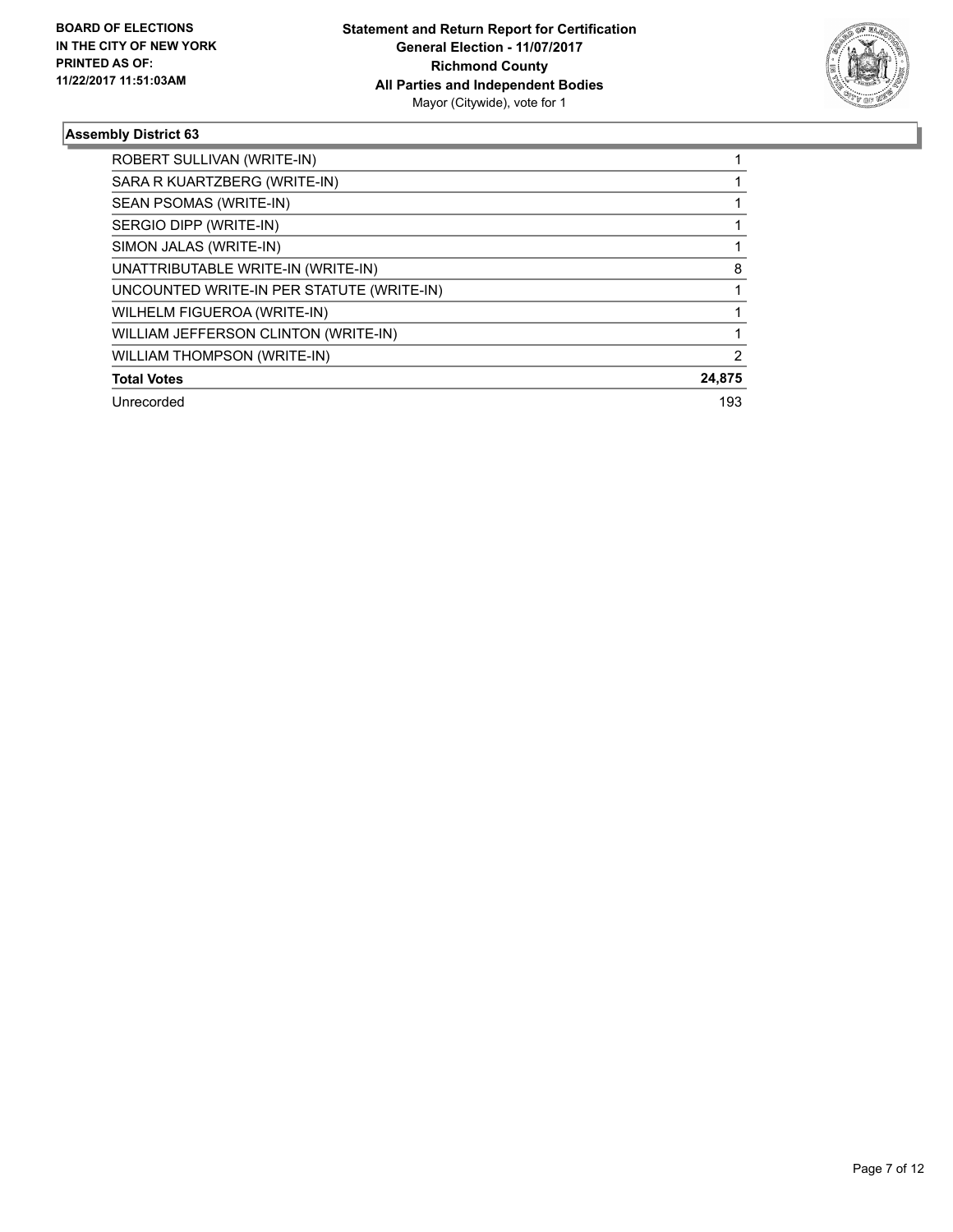**Statement and Return Report for Certification**
**General Election - 11/07/2017**
**Richmond County**
**All Parties and Independent Bodies**
Mayor (Citywide), vote for 1

**BOARD OF ELECTIONS IN THE CITY OF NEW YORK PRINTED AS OF: 11/22/2017 11:51:03AM**

### Assembly District 63

| | |
|---|---|
| ROBERT SULLIVAN (WRITE-IN) | 1 |
| SARA R KUARTZBERG (WRITE-IN) | 1 |
| SEAN PSOMAS (WRITE-IN) | 1 |
| SERGIO DIPP (WRITE-IN) | 1 |
| SIMON JALAS (WRITE-IN) | 1 |
| UNATTRIBUTABLE WRITE-IN (WRITE-IN) | 8 |
| UNCOUNTED WRITE-IN PER STATUTE (WRITE-IN) | 1 |
| WILHELM FIGUEROA (WRITE-IN) | 1 |
| WILLIAM JEFFERSON CLINTON (WRITE-IN) | 1 |
| WILLIAM THOMPSON (WRITE-IN) | 2 |
| **Total Votes** | **24,875** |
| Unrecorded | 193 |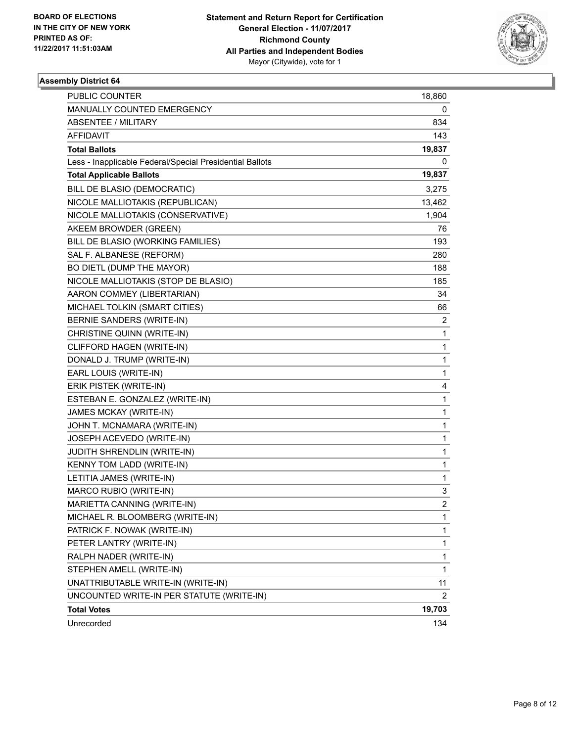BOARD OF ELECTIONS
IN THE CITY OF NEW YORK
PRINTED AS OF:
11/22/2017 11:51:03AM

**Statement and Return Report for Certification**
**General Election - 11/07/2017**
**Richmond County**
**All Parties and Independent Bodies**
Mayor (Citywide), vote for 1

### Assembly District 64

| | |
|---|---|
| PUBLIC COUNTER | 18,860 |
| MANUALLY COUNTED EMERGENCY | 0 |
| ABSENTEE / MILITARY | 834 |
| AFFIDAVIT | 143 |
| **Total Ballots** | **19,837** |
| Less - Inapplicable Federal/Special Presidential Ballots | 0 |
| **Total Applicable Ballots** | **19,837** |
| BILL DE BLASIO (DEMOCRATIC) | 3,275 |
| NICOLE MALLIOTAKIS (REPUBLICAN) | 13,462 |
| NICOLE MALLIOTAKIS (CONSERVATIVE) | 1,904 |
| AKEEM BROWDER (GREEN) | 76 |
| BILL DE BLASIO (WORKING FAMILIES) | 193 |
| SAL F. ALBANESE (REFORM) | 280 |
| BO DIETL (DUMP THE MAYOR) | 188 |
| NICOLE MALLIOTAKIS (STOP DE BLASIO) | 185 |
| AARON COMMEY (LIBERTARIAN) | 34 |
| MICHAEL TOLKIN (SMART CITIES) | 66 |
| BERNIE SANDERS (WRITE-IN) | 2 |
| CHRISTINE QUINN (WRITE-IN) | 1 |
| CLIFFORD HAGEN (WRITE-IN) | 1 |
| DONALD J. TRUMP (WRITE-IN) | 1 |
| EARL LOUIS (WRITE-IN) | 1 |
| ERIK PISTEK (WRITE-IN) | 4 |
| ESTEBAN E. GONZALEZ (WRITE-IN) | 1 |
| JAMES MCKAY (WRITE-IN) | 1 |
| JOHN T. MCNAMARA (WRITE-IN) | 1 |
| JOSEPH ACEVEDO (WRITE-IN) | 1 |
| JUDITH SHRENDLIN (WRITE-IN) | 1 |
| KENNY TOM LADD (WRITE-IN) | 1 |
| LETITIA JAMES (WRITE-IN) | 1 |
| MARCO RUBIO (WRITE-IN) | 3 |
| MARIETTA CANNING (WRITE-IN) | 2 |
| MICHAEL R. BLOOMBERG (WRITE-IN) | 1 |
| PATRICK F. NOWAK (WRITE-IN) | 1 |
| PETER LANTRY (WRITE-IN) | 1 |
| RALPH NADER (WRITE-IN) | 1 |
| STEPHEN AMELL (WRITE-IN) | 1 |
| UNATTRIBUTABLE WRITE-IN (WRITE-IN) | 11 |
| UNCOUNTED WRITE-IN PER STATUTE (WRITE-IN) | 2 |
| **Total Votes** | **19,703** |
| Unrecorded | 134 |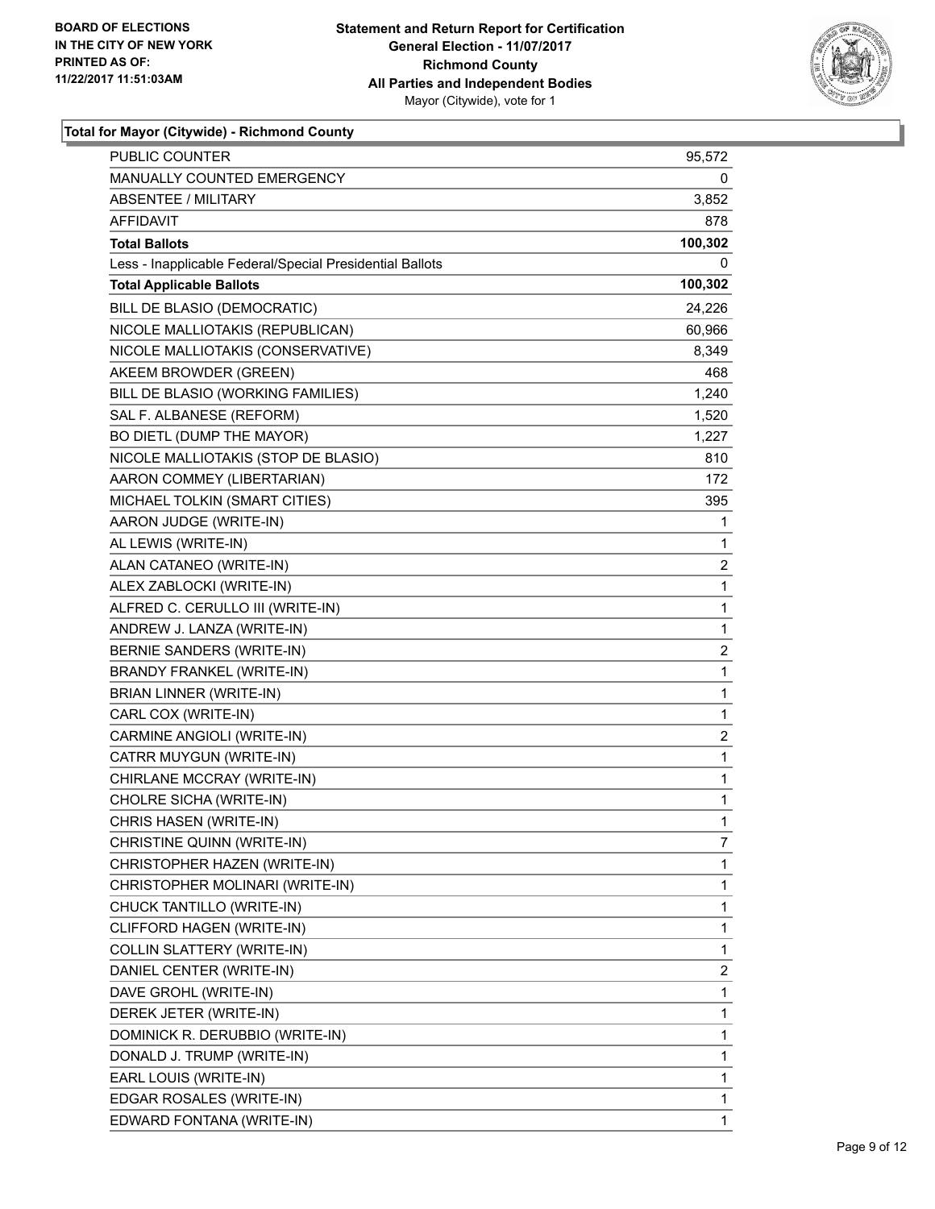BOARD OF ELECTIONS
IN THE CITY OF NEW YORK
PRINTED AS OF:
11/22/2017 11:51:03AM

**Statement and Return Report for Certification**
**General Election - 11/07/2017**
**Richmond County**
**All Parties and Independent Bodies**
Mayor (Citywide), vote for 1

### Total for Mayor (Citywide) - Richmond County

| | |
|---|---|
| PUBLIC COUNTER | 95,572 |
| MANUALLY COUNTED EMERGENCY | 0 |
| ABSENTEE / MILITARY | 3,852 |
| AFFIDAVIT | 878 |
| **Total Ballots** | **100,302** |
| Less - Inapplicable Federal/Special Presidential Ballots | 0 |
| **Total Applicable Ballots** | **100,302** |
| BILL DE BLASIO (DEMOCRATIC) | 24,226 |
| NICOLE MALLIOTAKIS (REPUBLICAN) | 60,966 |
| NICOLE MALLIOTAKIS (CONSERVATIVE) | 8,349 |
| AKEEM BROWDER (GREEN) | 468 |
| BILL DE BLASIO (WORKING FAMILIES) | 1,240 |
| SAL F. ALBANESE (REFORM) | 1,520 |
| BO DIETL (DUMP THE MAYOR) | 1,227 |
| NICOLE MALLIOTAKIS (STOP DE BLASIO) | 810 |
| AARON COMMEY (LIBERTARIAN) | 172 |
| MICHAEL TOLKIN (SMART CITIES) | 395 |
| AARON JUDGE (WRITE-IN) | 1 |
| AL LEWIS (WRITE-IN) | 1 |
| ALAN CATANEO (WRITE-IN) | 2 |
| ALEX ZABLOCKI (WRITE-IN) | 1 |
| ALFRED C. CERULLO III (WRITE-IN) | 1 |
| ANDREW J. LANZA (WRITE-IN) | 1 |
| BERNIE SANDERS (WRITE-IN) | 2 |
| BRANDY FRANKEL (WRITE-IN) | 1 |
| BRIAN LINNER (WRITE-IN) | 1 |
| CARL COX (WRITE-IN) | 1 |
| CARMINE ANGIOLI (WRITE-IN) | 2 |
| CATRR MUYGUN (WRITE-IN) | 1 |
| CHIRLANE MCCRAY (WRITE-IN) | 1 |
| CHOLRE SICHA (WRITE-IN) | 1 |
| CHRIS HASEN (WRITE-IN) | 1 |
| CHRISTINE QUINN (WRITE-IN) | 7 |
| CHRISTOPHER HAZEN (WRITE-IN) | 1 |
| CHRISTOPHER MOLINARI (WRITE-IN) | 1 |
| CHUCK TANTILLO (WRITE-IN) | 1 |
| CLIFFORD HAGEN (WRITE-IN) | 1 |
| COLLIN SLATTERY (WRITE-IN) | 1 |
| DANIEL CENTER (WRITE-IN) | 2 |
| DAVE GROHL (WRITE-IN) | 1 |
| DEREK JETER (WRITE-IN) | 1 |
| DOMINICK R. DERUBBIO (WRITE-IN) | 1 |
| DONALD J. TRUMP (WRITE-IN) | 1 |
| EARL LOUIS (WRITE-IN) | 1 |
| EDGAR ROSALES (WRITE-IN) | 1 |
| EDWARD FONTANA (WRITE-IN) | 1 |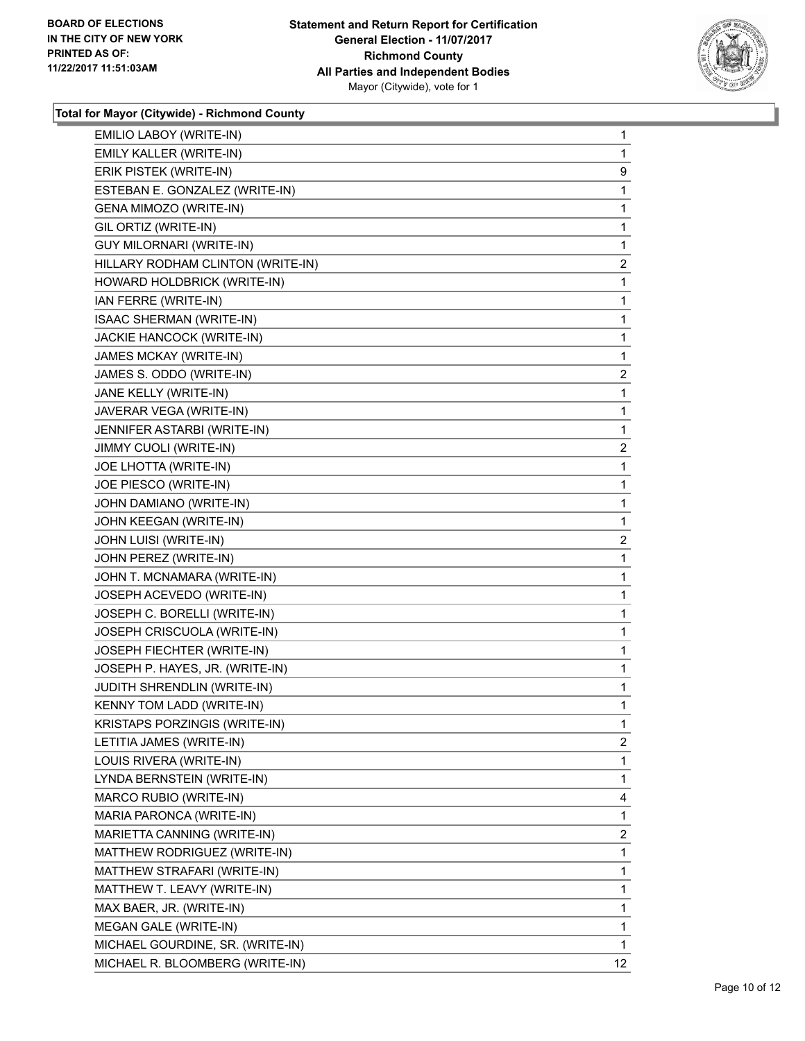**Total for Mayor (Citywide) - Richmond County**

| Candidate | Votes |
|---|---|
| EMILIO LABOY (WRITE-IN) | 1 |
| EMILY KALLER (WRITE-IN) | 1 |
| ERIK PISTEK (WRITE-IN) | 9 |
| ESTEBAN E. GONZALEZ (WRITE-IN) | 1 |
| GENA MIMOZO (WRITE-IN) | 1 |
| GIL ORTIZ (WRITE-IN) | 1 |
| GUY MILORNARI (WRITE-IN) | 1 |
| HILLARY RODHAM CLINTON (WRITE-IN) | 2 |
| HOWARD HOLDBRICK (WRITE-IN) | 1 |
| IAN FERRE (WRITE-IN) | 1 |
| ISAAC SHERMAN (WRITE-IN) | 1 |
| JACKIE HANCOCK (WRITE-IN) | 1 |
| JAMES MCKAY (WRITE-IN) | 1 |
| JAMES S. ODDO (WRITE-IN) | 2 |
| JANE KELLY (WRITE-IN) | 1 |
| JAVERAR VEGA (WRITE-IN) | 1 |
| JENNIFER ASTARBI (WRITE-IN) | 1 |
| JIMMY CUOLI (WRITE-IN) | 2 |
| JOE LHOTTA (WRITE-IN) | 1 |
| JOE PIESCO (WRITE-IN) | 1 |
| JOHN DAMIANO (WRITE-IN) | 1 |
| JOHN KEEGAN (WRITE-IN) | 1 |
| JOHN LUISI (WRITE-IN) | 2 |
| JOHN PEREZ (WRITE-IN) | 1 |
| JOHN T. MCNAMARA (WRITE-IN) | 1 |
| JOSEPH ACEVEDO (WRITE-IN) | 1 |
| JOSEPH C. BORELLI (WRITE-IN) | 1 |
| JOSEPH CRISCUOLA (WRITE-IN) | 1 |
| JOSEPH FIECHTER (WRITE-IN) | 1 |
| JOSEPH P. HAYES, JR. (WRITE-IN) | 1 |
| JUDITH SHRENDLIN (WRITE-IN) | 1 |
| KENNY TOM LADD (WRITE-IN) | 1 |
| KRISTAPS PORZINGIS (WRITE-IN) | 1 |
| LETITIA JAMES (WRITE-IN) | 2 |
| LOUIS RIVERA (WRITE-IN) | 1 |
| LYNDA BERNSTEIN (WRITE-IN) | 1 |
| MARCO RUBIO (WRITE-IN) | 4 |
| MARIA PARONCA (WRITE-IN) | 1 |
| MARIETTA CANNING (WRITE-IN) | 2 |
| MATTHEW RODRIGUEZ (WRITE-IN) | 1 |
| MATTHEW STRAFARI (WRITE-IN) | 1 |
| MATTHEW T. LEAVY (WRITE-IN) | 1 |
| MAX BAER, JR. (WRITE-IN) | 1 |
| MEGAN GALE (WRITE-IN) | 1 |
| MICHAEL GOURDINE, SR. (WRITE-IN) | 1 |
| MICHAEL R. BLOOMBERG (WRITE-IN) | 12 |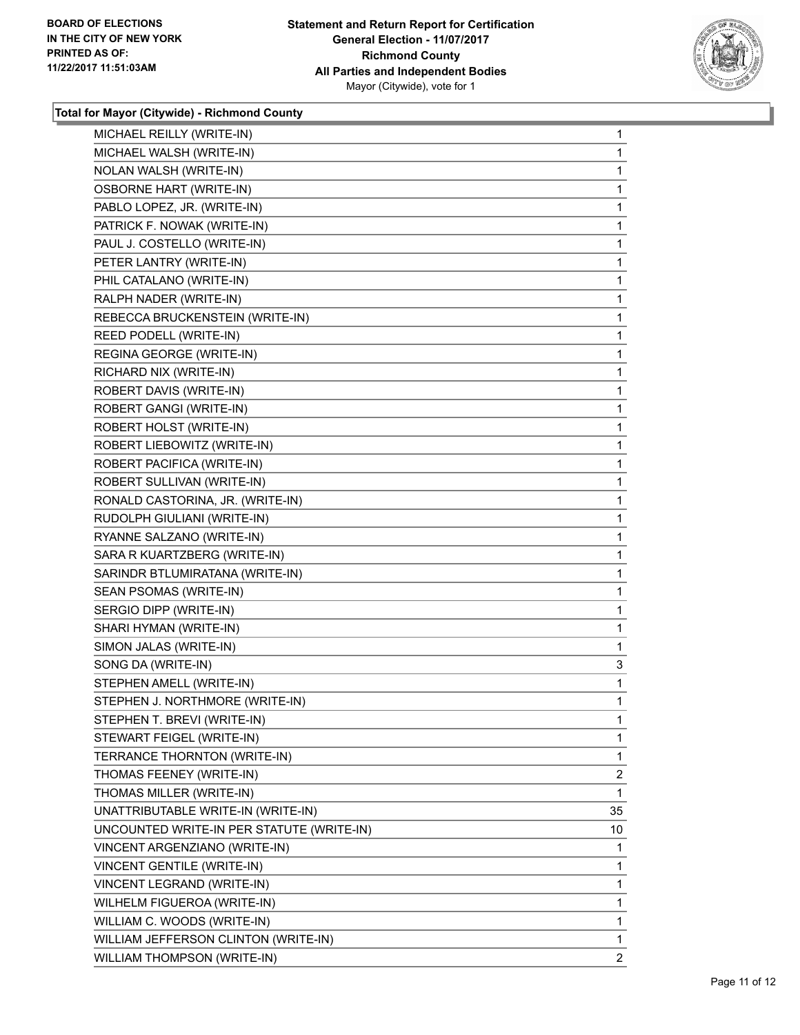**Total for Mayor (Citywide) - Richmond County**

| Candidate | Votes |
|---|---|
| MICHAEL REILLY (WRITE-IN) | 1 |
| MICHAEL WALSH (WRITE-IN) | 1 |
| NOLAN WALSH (WRITE-IN) | 1 |
| OSBORNE HART (WRITE-IN) | 1 |
| PABLO LOPEZ, JR. (WRITE-IN) | 1 |
| PATRICK F. NOWAK (WRITE-IN) | 1 |
| PAUL J. COSTELLO (WRITE-IN) | 1 |
| PETER LANTRY (WRITE-IN) | 1 |
| PHIL CATALANO (WRITE-IN) | 1 |
| RALPH NADER (WRITE-IN) | 1 |
| REBECCA BRUCKENSTEIN (WRITE-IN) | 1 |
| REED PODELL (WRITE-IN) | 1 |
| REGINA GEORGE (WRITE-IN) | 1 |
| RICHARD NIX (WRITE-IN) | 1 |
| ROBERT DAVIS (WRITE-IN) | 1 |
| ROBERT GANGI (WRITE-IN) | 1 |
| ROBERT HOLST (WRITE-IN) | 1 |
| ROBERT LIEBOWITZ (WRITE-IN) | 1 |
| ROBERT PACIFICA (WRITE-IN) | 1 |
| ROBERT SULLIVAN (WRITE-IN) | 1 |
| RONALD CASTORINA, JR. (WRITE-IN) | 1 |
| RUDOLPH GIULIANI (WRITE-IN) | 1 |
| RYANNE SALZANO (WRITE-IN) | 1 |
| SARA R KUARTZBERG (WRITE-IN) | 1 |
| SARINDR BTLUMIRATANA (WRITE-IN) | 1 |
| SEAN PSOMAS (WRITE-IN) | 1 |
| SERGIO DIPP (WRITE-IN) | 1 |
| SHARI HYMAN (WRITE-IN) | 1 |
| SIMON JALAS (WRITE-IN) | 1 |
| SONG DA (WRITE-IN) | 3 |
| STEPHEN AMELL (WRITE-IN) | 1 |
| STEPHEN J. NORTHMORE (WRITE-IN) | 1 |
| STEPHEN T. BREVI (WRITE-IN) | 1 |
| STEWART FEIGEL (WRITE-IN) | 1 |
| TERRANCE THORNTON (WRITE-IN) | 1 |
| THOMAS FEENEY (WRITE-IN) | 2 |
| THOMAS MILLER (WRITE-IN) | 1 |
| UNATTRIBUTABLE WRITE-IN (WRITE-IN) | 35 |
| UNCOUNTED WRITE-IN PER STATUTE (WRITE-IN) | 10 |
| VINCENT ARGENZIANO (WRITE-IN) | 1 |
| VINCENT GENTILE (WRITE-IN) | 1 |
| VINCENT LEGRAND (WRITE-IN) | 1 |
| WILHELM FIGUEROA (WRITE-IN) | 1 |
| WILLIAM C. WOODS (WRITE-IN) | 1 |
| WILLIAM JEFFERSON CLINTON (WRITE-IN) | 1 |
| WILLIAM THOMPSON (WRITE-IN) | 2 |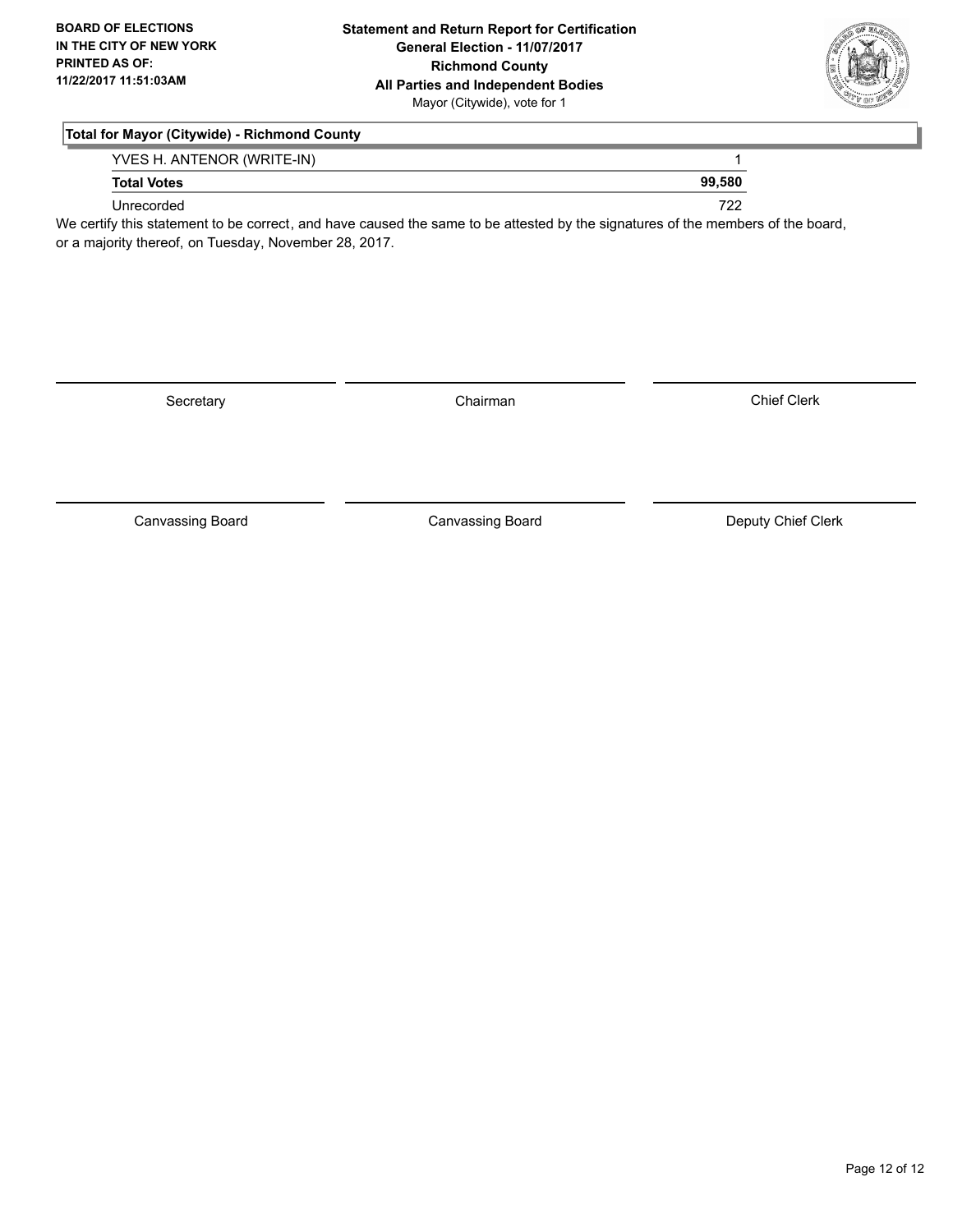**BOARD OF ELECTIONS IN THE CITY OF NEW YORK PRINTED AS OF: 11/22/2017 11:51:03AM**

**Statement and Return Report for Certification**
**General Election - 11/07/2017**
**Richmond County**
**All Parties and Independent Bodies**
Mayor (Citywide), vote for 1

**Total for Mayor (Citywide) - Richmond County**

| | |
|---|---|
| YVES H. ANTENOR (WRITE-IN) | 1 |
| **Total Votes** | **99,580** |
| Unrecorded | 722 |

We certify this statement to be correct, and have caused the same to be attested by the signatures of the members of the board, or a majority thereof, on Tuesday, November 28, 2017.

Secretary

Chairman

Chief Clerk

Canvassing Board

Canvassing Board

Deputy Chief Clerk